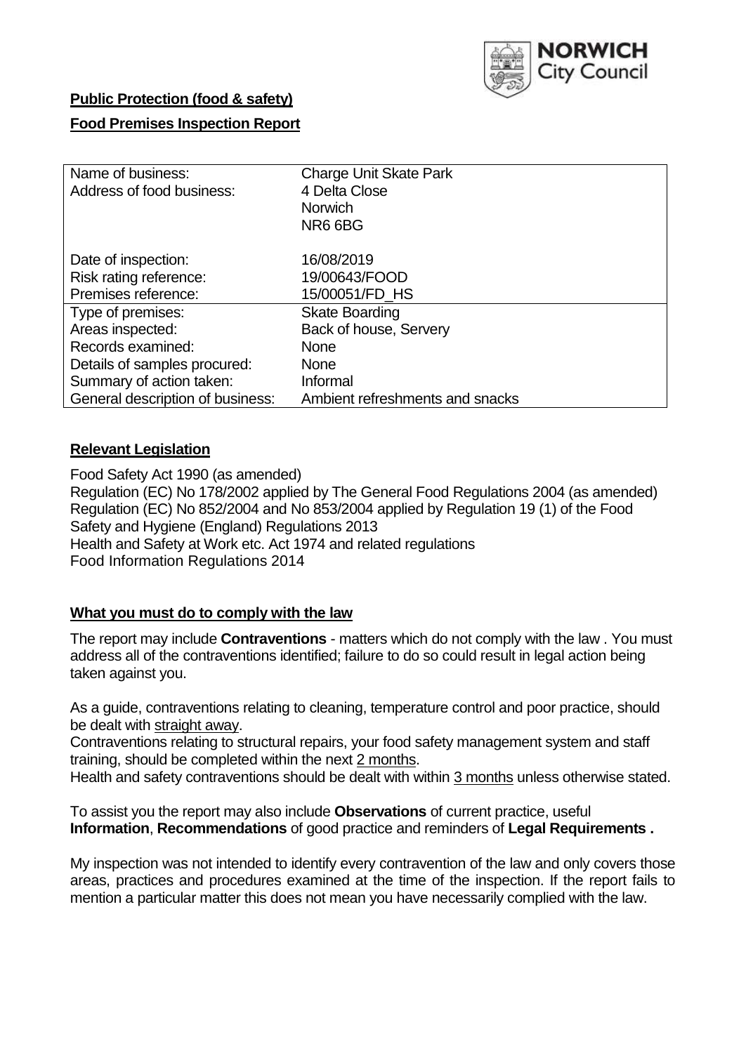**Public Protection (food & safety)**

**Food Premises Inspection Report**

| Name of business: | Charge Unit Skate Park |
|---|---|
| Address of food business: | 4 Delta Close<br>Norwich<br>NR6 6BG |
| Date of inspection: | 16/08/2019 |
| Risk rating reference: | 19/00643/FOOD |
| Premises reference: | 15/00051/FD_HS |
| Type of premises: | Skate Boarding |
| Areas inspected: | Back of house, Servery |
| Records examined: | None |
| Details of samples procured: | None |
| Summary of action taken: | Informal |
| General description of business: | Ambient refreshments and snacks |

## **Relevant Legislation**

Food Safety Act 1990 (as amended)
Regulation (EC) No 178/2002 applied by The General Food Regulations 2004 (as amended)
Regulation (EC) No 852/2004 and No 853/2004 applied by Regulation 19 (1) of the Food Safety and Hygiene (England) Regulations 2013
Health and Safety at Work etc. Act 1974 and related regulations
Food Information Regulations 2014

## **What you must do to comply with the law**

The report may include **Contraventions** - matters which do not comply with the law . You must address all of the contraventions identified; failure to do so could result in legal action being taken against you.

As a guide, contraventions relating to cleaning, temperature control and poor practice, should be dealt with straight away.

Contraventions relating to structural repairs, your food safety management system and staff training, should be completed within the next 2 months.

Health and safety contraventions should be dealt with within 3 months unless otherwise stated.

To assist you the report may also include **Observations** of current practice, useful **Information**, **Recommendations** of good practice and reminders of **Legal Requirements .**

My inspection was not intended to identify every contravention of the law and only covers those areas, practices and procedures examined at the time of the inspection. If the report fails to mention a particular matter this does not mean you have necessarily complied with the law.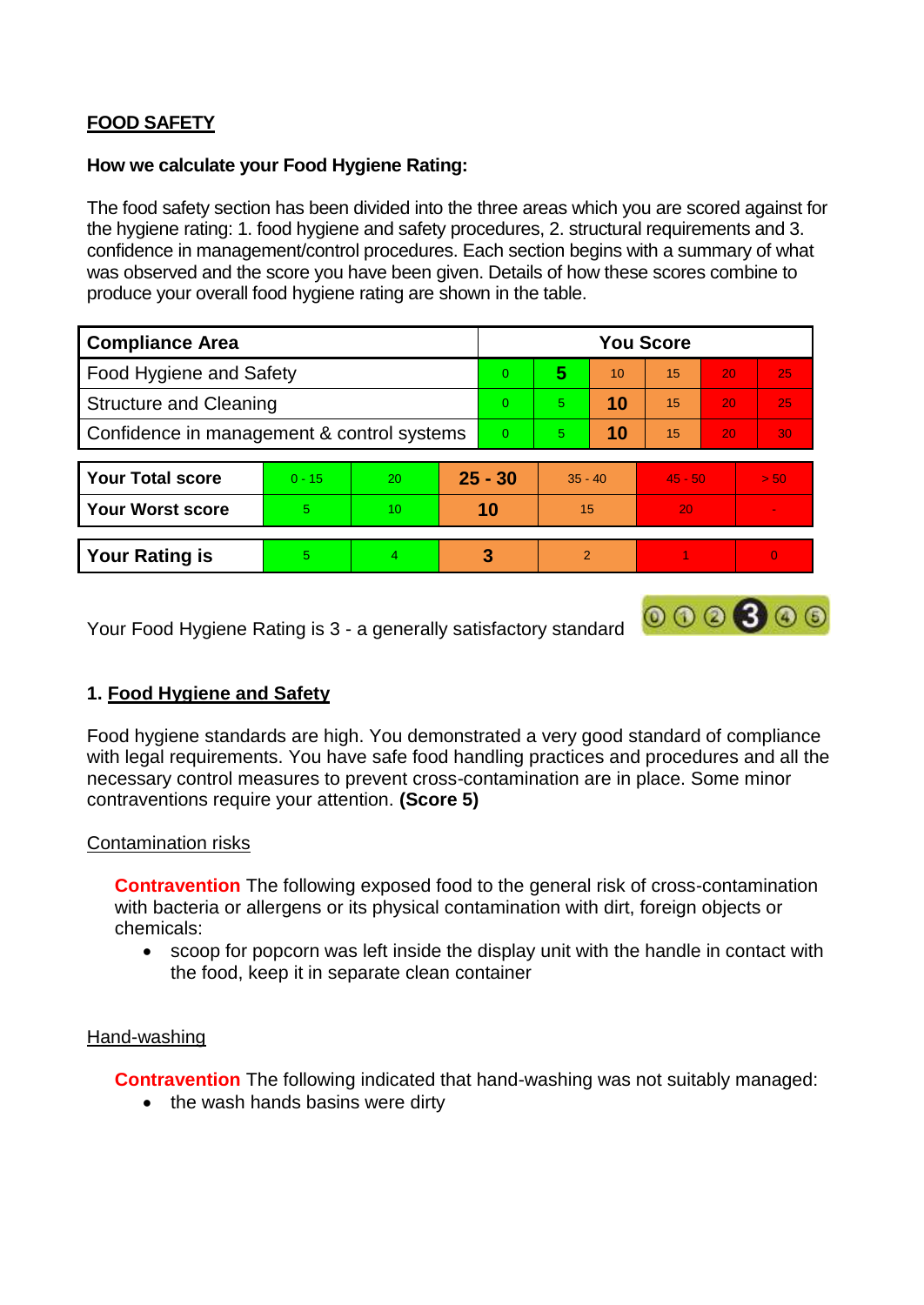**FOOD SAFETY**

**How we calculate your Food Hygiene Rating:**

The food safety section has been divided into the three areas which you are scored against for the hygiene rating: 1. food hygiene and safety procedures, 2. structural requirements and 3. confidence in management/control procedures. Each section begins with a summary of what was observed and the score you have been given. Details of how these scores combine to produce your overall food hygiene rating are shown in the table.

| Compliance Area | You Score | | | | | |
|---|---|---|---|---|---|---|
| Food Hygiene and Safety | 0 | **5** | 10 | 15 | 20 | 25 |
| Structure and Cleaning | 0 | 5 | **10** | 15 | 20 | 25 |
| Confidence in management & control systems | 0 | 5 | **10** | 15 | 20 | 30 |

| | | | | | | |
|---|---|---|---|---|---|---|
| **Your Total score** | 0 - 15 | 20 | **25 - 30** | 35 - 40 | 45 - 50 | > 50 |
| **Your Worst score** | 5 | 10 | **10** | 15 | 20 | - |

| | | | | | | |
|---|---|---|---|---|---|---|
| **Your Rating is** | 5 | 4 | **3** | 2 | 1 | 0 |

Your Food Hygiene Rating is 3 - a generally satisfactory standard

## 1. Food Hygiene and Safety

Food hygiene standards are high. You demonstrated a very good standard of compliance with legal requirements. You have safe food handling practices and procedures and all the necessary control measures to prevent cross-contamination are in place. Some minor contraventions require your attention. **(Score 5)**

Contamination risks

**Contravention** The following exposed food to the general risk of cross-contamination with bacteria or allergens or its physical contamination with dirt, foreign objects or chemicals:

- scoop for popcorn was left inside the display unit with the handle in contact with the food, keep it in separate clean container

Hand-washing

**Contravention** The following indicated that hand-washing was not suitably managed:

- the wash hands basins were dirty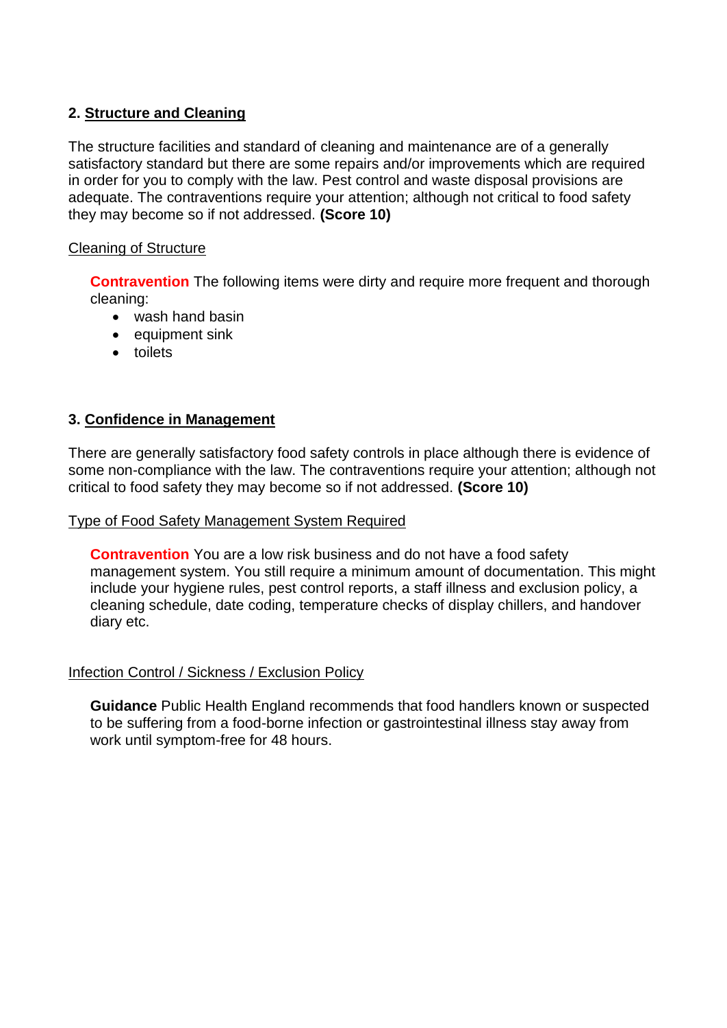## 2. Structure and Cleaning

The structure facilities and standard of cleaning and maintenance are of a generally satisfactory standard but there are some repairs and/or improvements which are required in order for you to comply with the law. Pest control and waste disposal provisions are adequate. The contraventions require your attention; although not critical to food safety they may become so if not addressed. **(Score 10)**

Cleaning of Structure

**Contravention** The following items were dirty and require more frequent and thorough cleaning:

- wash hand basin
- equipment sink
- toilets

## 3. Confidence in Management

There are generally satisfactory food safety controls in place although there is evidence of some non-compliance with the law. The contraventions require your attention; although not critical to food safety they may become so if not addressed. **(Score 10)**

Type of Food Safety Management System Required

**Contravention** You are a low risk business and do not have a food safety management system. You still require a minimum amount of documentation. This might include your hygiene rules, pest control reports, a staff illness and exclusion policy, a cleaning schedule, date coding, temperature checks of display chillers, and handover diary etc.

Infection Control / Sickness / Exclusion Policy

**Guidance** Public Health England recommends that food handlers known or suspected to be suffering from a food-borne infection or gastrointestinal illness stay away from work until symptom-free for 48 hours.